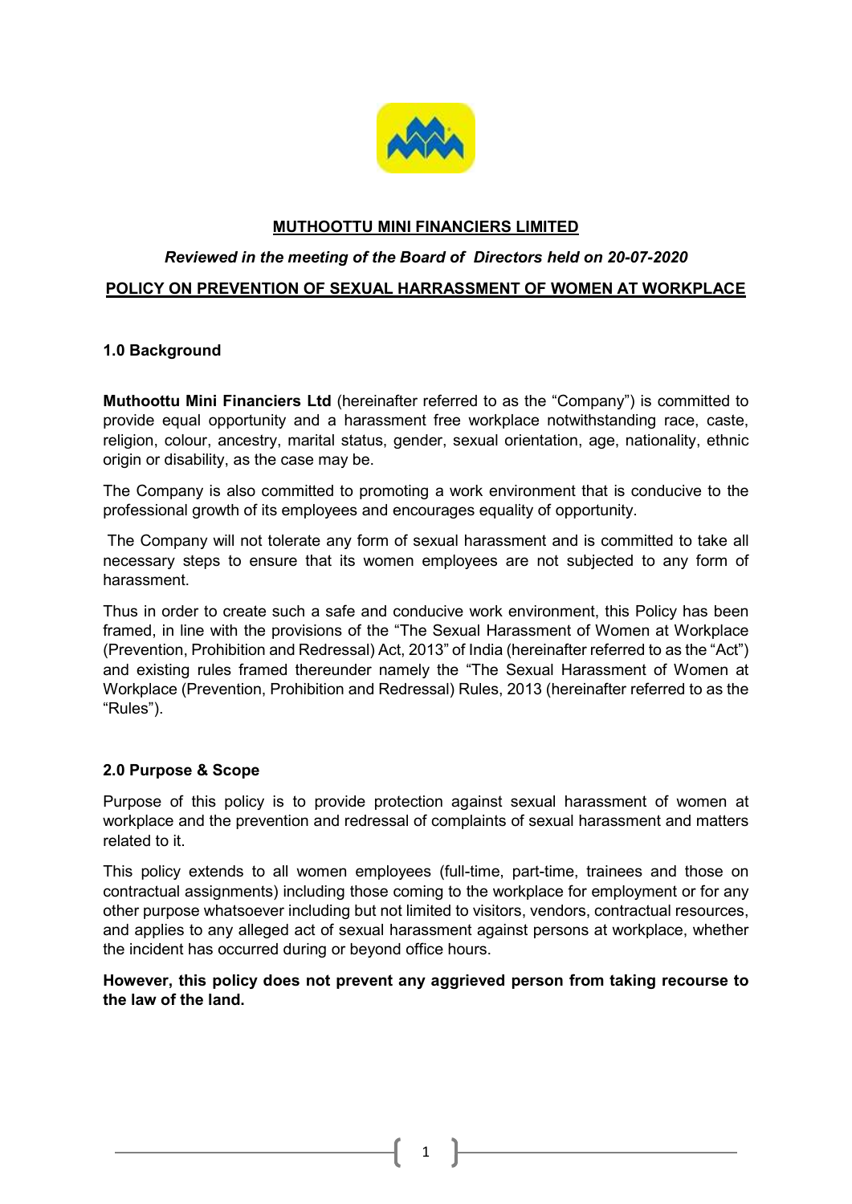**<u>MUTHOOTTU MINI FINANCIERS LIMITED</u>**

***Reviewed in the meeting of the Board of Directors held on 20-07-2020***

## <u>POLICY ON PREVENTION OF SEXUAL HARRASSMENT OF WOMEN AT WORKPLACE</u>

### 1.0 Background

**Muthoottu Mini Financiers Ltd** (hereinafter referred to as the "Company") is committed to provide equal opportunity and a harassment free workplace notwithstanding race, caste, religion, colour, ancestry, marital status, gender, sexual orientation, age, nationality, ethnic origin or disability, as the case may be.

The Company is also committed to promoting a work environment that is conducive to the professional growth of its employees and encourages equality of opportunity.

The Company will not tolerate any form of sexual harassment and is committed to take all necessary steps to ensure that its women employees are not subjected to any form of harassment.

Thus in order to create such a safe and conducive work environment, this Policy has been framed, in line with the provisions of the "The Sexual Harassment of Women at Workplace (Prevention, Prohibition and Redressal) Act, 2013" of India (hereinafter referred to as the "Act") and existing rules framed thereunder namely the "The Sexual Harassment of Women at Workplace (Prevention, Prohibition and Redressal) Rules, 2013 (hereinafter referred to as the "Rules").

### 2.0 Purpose & Scope

Purpose of this policy is to provide protection against sexual harassment of women at workplace and the prevention and redressal of complaints of sexual harassment and matters related to it.

This policy extends to all women employees (full-time, part-time, trainees and those on contractual assignments) including those coming to the workplace for employment or for any other purpose whatsoever including but not limited to visitors, vendors, contractual resources, and applies to any alleged act of sexual harassment against persons at workplace, whether the incident has occurred during or beyond office hours.

**However, this policy does not prevent any aggrieved person from taking recourse to the law of the land.**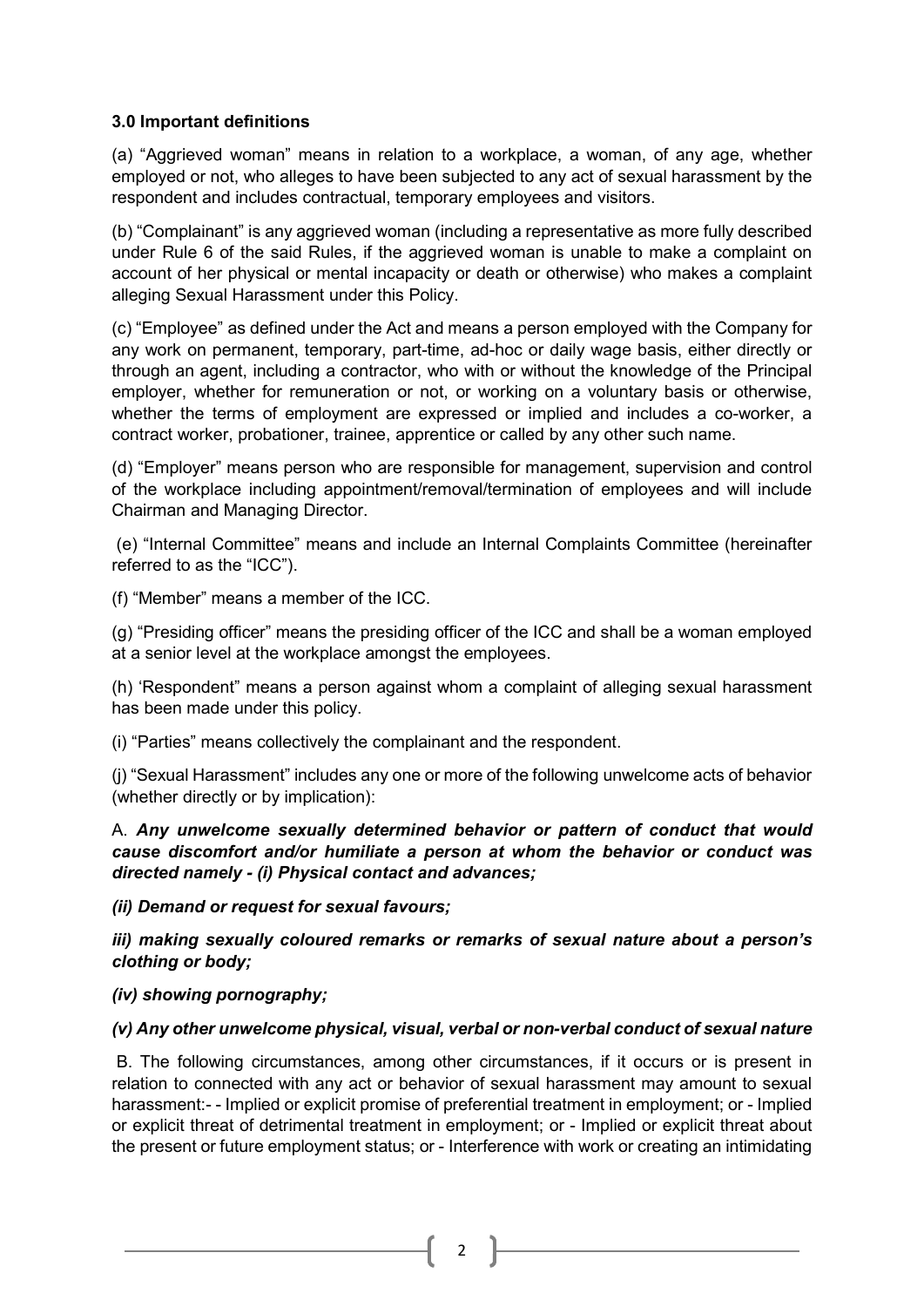**3.0 Important definitions**

(a) "Aggrieved woman" means in relation to a workplace, a woman, of any age, whether employed or not, who alleges to have been subjected to any act of sexual harassment by the respondent and includes contractual, temporary employees and visitors.

(b) "Complainant" is any aggrieved woman (including a representative as more fully described under Rule 6 of the said Rules, if the aggrieved woman is unable to make a complaint on account of her physical or mental incapacity or death or otherwise) who makes a complaint alleging Sexual Harassment under this Policy.

(c) "Employee" as defined under the Act and means a person employed with the Company for any work on permanent, temporary, part-time, ad-hoc or daily wage basis, either directly or through an agent, including a contractor, who with or without the knowledge of the Principal employer, whether for remuneration or not, or working on a voluntary basis or otherwise, whether the terms of employment are expressed or implied and includes a co-worker, a contract worker, probationer, trainee, apprentice or called by any other such name.

(d) "Employer" means person who are responsible for management, supervision and control of the workplace including appointment/removal/termination of employees and will include Chairman and Managing Director.

(e) "Internal Committee" means and include an Internal Complaints Committee (hereinafter referred to as the "ICC").

(f) "Member" means a member of the ICC.

(g) "Presiding officer" means the presiding officer of the ICC and shall be a woman employed at a senior level at the workplace amongst the employees.

(h) 'Respondent" means a person against whom a complaint of alleging sexual harassment has been made under this policy.

(i) "Parties" means collectively the complainant and the respondent.

(j) "Sexual Harassment" includes any one or more of the following unwelcome acts of behavior (whether directly or by implication):

A. ***Any unwelcome sexually determined behavior or pattern of conduct that would cause discomfort and/or humiliate a person at whom the behavior or conduct was directed namely - (i) Physical contact and advances;***

***(ii) Demand or request for sexual favours;***

***iii) making sexually coloured remarks or remarks of sexual nature about a person's clothing or body;***

***(iv) showing pornography;***

***(v) Any other unwelcome physical, visual, verbal or non-verbal conduct of sexual nature***

B. The following circumstances, among other circumstances, if it occurs or is present in relation to connected with any act or behavior of sexual harassment may amount to sexual harassment:- - Implied or explicit promise of preferential treatment in employment; or - Implied or explicit threat of detrimental treatment in employment; or - Implied or explicit threat about the present or future employment status; or - Interference with work or creating an intimidating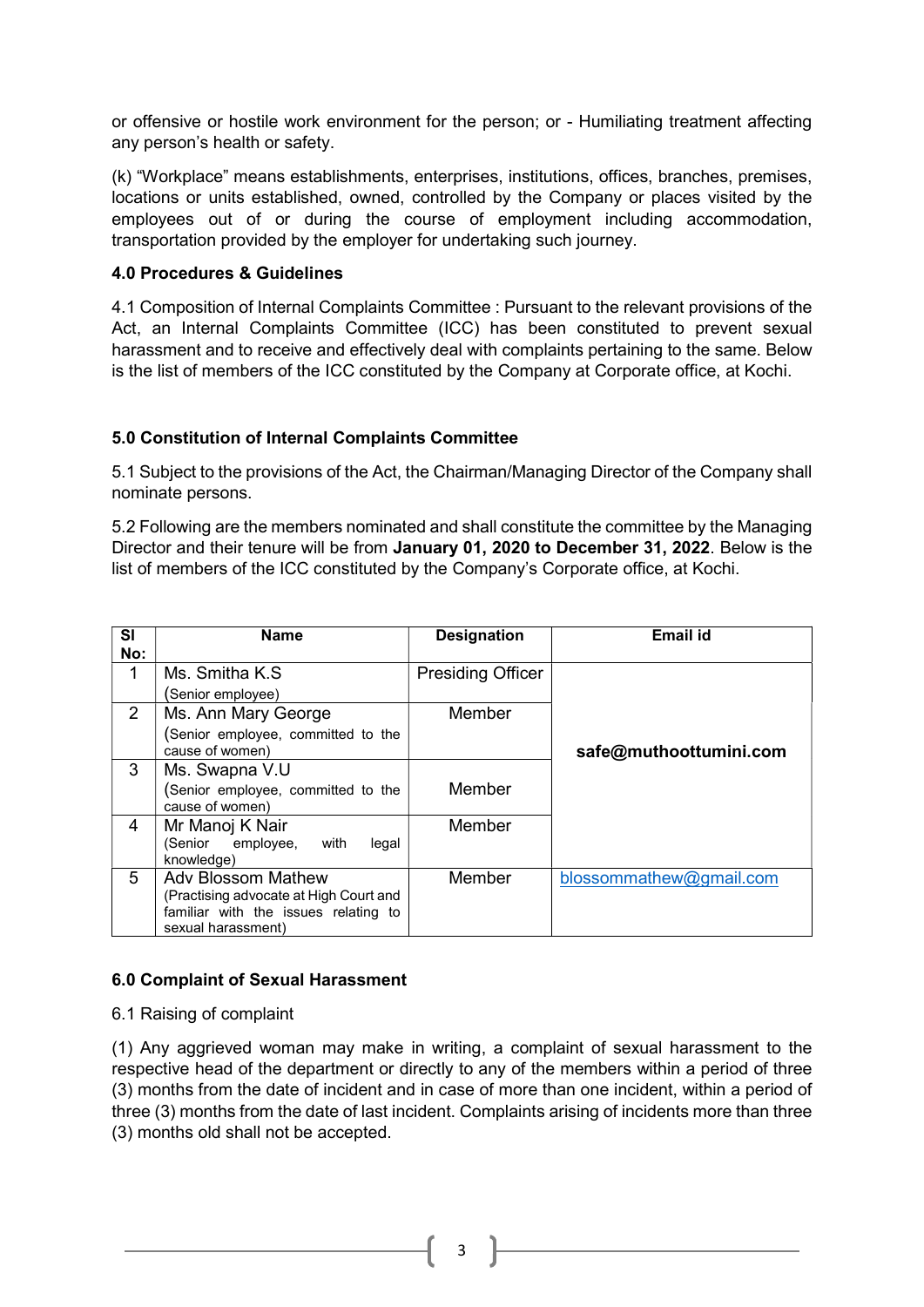or offensive or hostile work environment for the person; or - Humiliating treatment affecting any person's health or safety.

(k) "Workplace" means establishments, enterprises, institutions, offices, branches, premises, locations or units established, owned, controlled by the Company or places visited by the employees out of or during the course of employment including accommodation, transportation provided by the employer for undertaking such journey.

**4.0 Procedures & Guidelines**

4.1 Composition of Internal Complaints Committee : Pursuant to the relevant provisions of the Act, an Internal Complaints Committee (ICC) has been constituted to prevent sexual harassment and to receive and effectively deal with complaints pertaining to the same. Below is the list of members of the ICC constituted by the Company at Corporate office, at Kochi.

**5.0 Constitution of Internal Complaints Committee**

5.1 Subject to the provisions of the Act, the Chairman/Managing Director of the Company shall nominate persons.

5.2 Following are the members nominated and shall constitute the committee by the Managing Director and their tenure will be from **January 01, 2020 to December 31, 2022**. Below is the list of members of the ICC constituted by the Company's Corporate office, at Kochi.

| Sl No: | Name | Designation | Email id |
|---|---|---|---|
| 1 | Ms. Smitha K.S (Senior employee) | Presiding Officer | **safe@muthoottumini.com** |
| 2 | Ms. Ann Mary George (Senior employee, committed to the cause of women) | Member | |
| 3 | Ms. Swapna V.U (Senior employee, committed to the cause of women) | Member | |
| 4 | Mr Manoj K Nair (Senior employee, with legal knowledge) | Member | |
| 5 | Adv Blossom Mathew (Practising advocate at High Court and familiar with the issues relating to sexual harassment) | Member | blossommathew@gmail.com |

**6.0 Complaint of Sexual Harassment**

6.1 Raising of complaint

(1) Any aggrieved woman may make in writing, a complaint of sexual harassment to the respective head of the department or directly to any of the members within a period of three (3) months from the date of incident and in case of more than one incident, within a period of three (3) months from the date of last incident. Complaints arising of incidents more than three (3) months old shall not be accepted.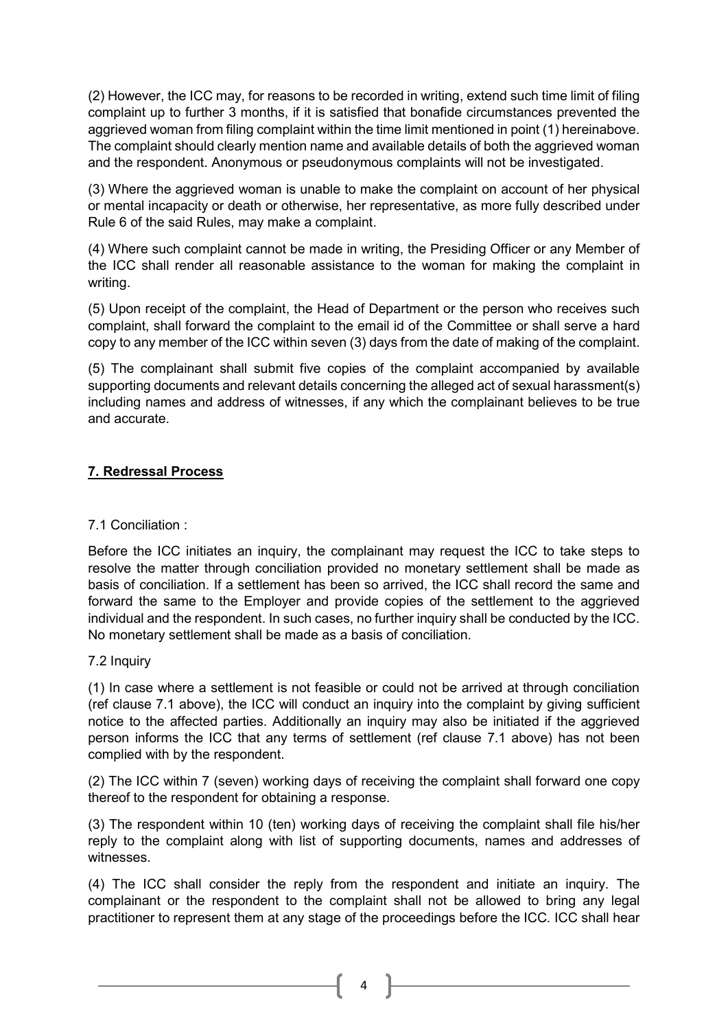(2) However, the ICC may, for reasons to be recorded in writing, extend such time limit of filing complaint up to further 3 months, if it is satisfied that bonafide circumstances prevented the aggrieved woman from filing complaint within the time limit mentioned in point (1) hereinabove. The complaint should clearly mention name and available details of both the aggrieved woman and the respondent. Anonymous or pseudonymous complaints will not be investigated.

(3) Where the aggrieved woman is unable to make the complaint on account of her physical or mental incapacity or death or otherwise, her representative, as more fully described under Rule 6 of the said Rules, may make a complaint.

(4) Where such complaint cannot be made in writing, the Presiding Officer or any Member of the ICC shall render all reasonable assistance to the woman for making the complaint in writing.

(5) Upon receipt of the complaint, the Head of Department or the person who receives such complaint, shall forward the complaint to the email id of the Committee or shall serve a hard copy to any member of the ICC within seven (3) days from the date of making of the complaint.

(5) The complainant shall submit five copies of the complaint accompanied by available supporting documents and relevant details concerning the alleged act of sexual harassment(s) including names and address of witnesses, if any which the complainant believes to be true and accurate.

## 7. Redressal Process

7.1 Conciliation :

Before the ICC initiates an inquiry, the complainant may request the ICC to take steps to resolve the matter through conciliation provided no monetary settlement shall be made as basis of conciliation. If a settlement has been so arrived, the ICC shall record the same and forward the same to the Employer and provide copies of the settlement to the aggrieved individual and the respondent. In such cases, no further inquiry shall be conducted by the ICC. No monetary settlement shall be made as a basis of conciliation.

7.2 Inquiry

(1) In case where a settlement is not feasible or could not be arrived at through conciliation (ref clause 7.1 above), the ICC will conduct an inquiry into the complaint by giving sufficient notice to the affected parties. Additionally an inquiry may also be initiated if the aggrieved person informs the ICC that any terms of settlement (ref clause 7.1 above) has not been complied with by the respondent.

(2) The ICC within 7 (seven) working days of receiving the complaint shall forward one copy thereof to the respondent for obtaining a response.

(3) The respondent within 10 (ten) working days of receiving the complaint shall file his/her reply to the complaint along with list of supporting documents, names and addresses of witnesses.

(4) The ICC shall consider the reply from the respondent and initiate an inquiry. The complainant or the respondent to the complaint shall not be allowed to bring any legal practitioner to represent them at any stage of the proceedings before the ICC. ICC shall hear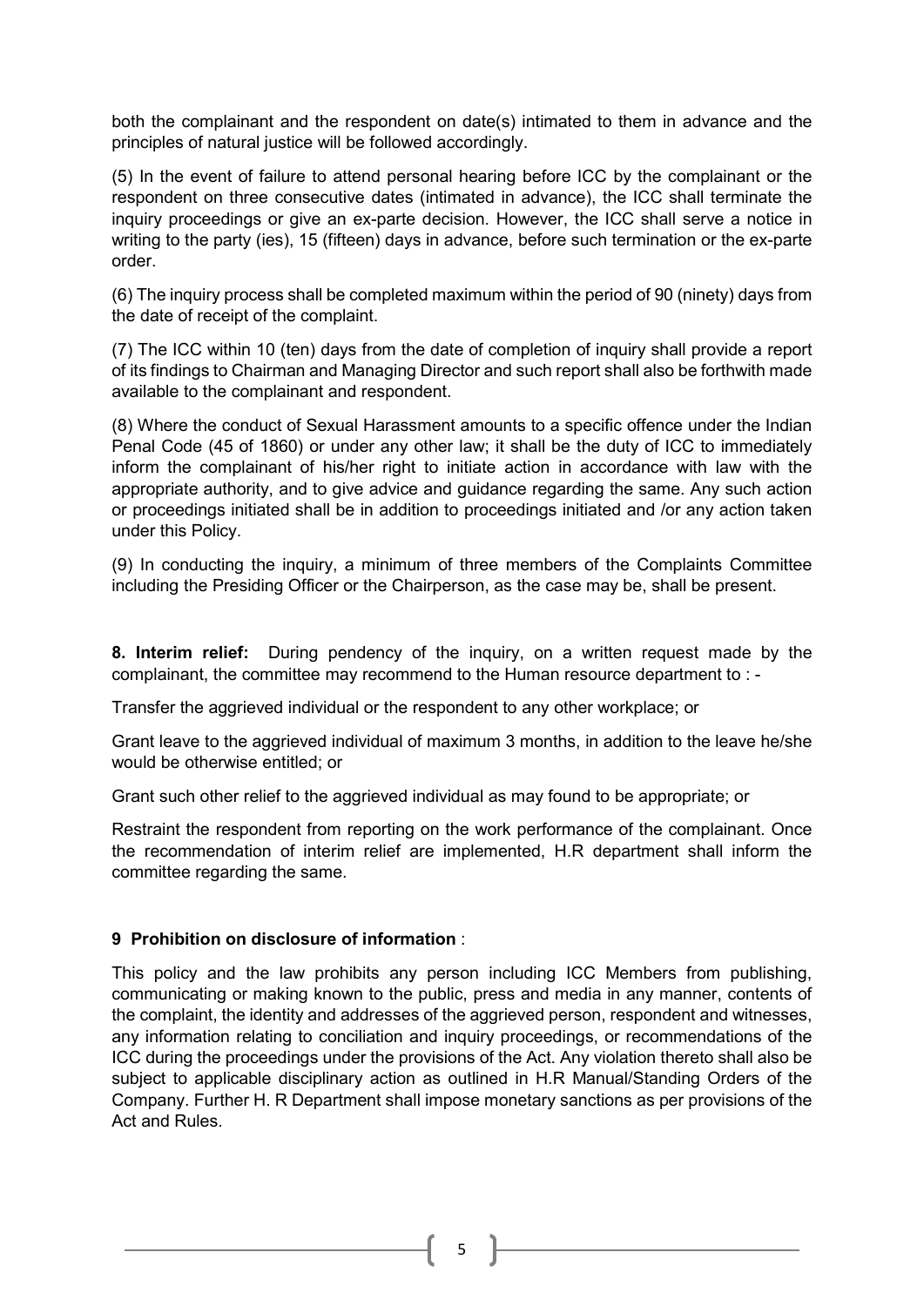both the complainant and the respondent on date(s) intimated to them in advance and the principles of natural justice will be followed accordingly.

(5) In the event of failure to attend personal hearing before ICC by the complainant or the respondent on three consecutive dates (intimated in advance), the ICC shall terminate the inquiry proceedings or give an ex-parte decision. However, the ICC shall serve a notice in writing to the party (ies), 15 (fifteen) days in advance, before such termination or the ex-parte order.

(6) The inquiry process shall be completed maximum within the period of 90 (ninety) days from the date of receipt of the complaint.

(7) The ICC within 10 (ten) days from the date of completion of inquiry shall provide a report of its findings to Chairman and Managing Director and such report shall also be forthwith made available to the complainant and respondent.

(8) Where the conduct of Sexual Harassment amounts to a specific offence under the Indian Penal Code (45 of 1860) or under any other law; it shall be the duty of ICC to immediately inform the complainant of his/her right to initiate action in accordance with law with the appropriate authority, and to give advice and guidance regarding the same. Any such action or proceedings initiated shall be in addition to proceedings initiated and /or any action taken under this Policy.

(9) In conducting the inquiry, a minimum of three members of the Complaints Committee including the Presiding Officer or the Chairperson, as the case may be, shall be present.

**8. Interim relief:** During pendency of the inquiry, on a written request made by the complainant, the committee may recommend to the Human resource department to : -

Transfer the aggrieved individual or the respondent to any other workplace; or

Grant leave to the aggrieved individual of maximum 3 months, in addition to the leave he/she would be otherwise entitled; or

Grant such other relief to the aggrieved individual as may found to be appropriate; or

Restraint the respondent from reporting on the work performance of the complainant. Once the recommendation of interim relief are implemented, H.R department shall inform the committee regarding the same.

**9 Prohibition on disclosure of information** :

This policy and the law prohibits any person including ICC Members from publishing, communicating or making known to the public, press and media in any manner, contents of the complaint, the identity and addresses of the aggrieved person, respondent and witnesses, any information relating to conciliation and inquiry proceedings, or recommendations of the ICC during the proceedings under the provisions of the Act. Any violation thereto shall also be subject to applicable disciplinary action as outlined in H.R Manual/Standing Orders of the Company. Further H. R Department shall impose monetary sanctions as per provisions of the Act and Rules.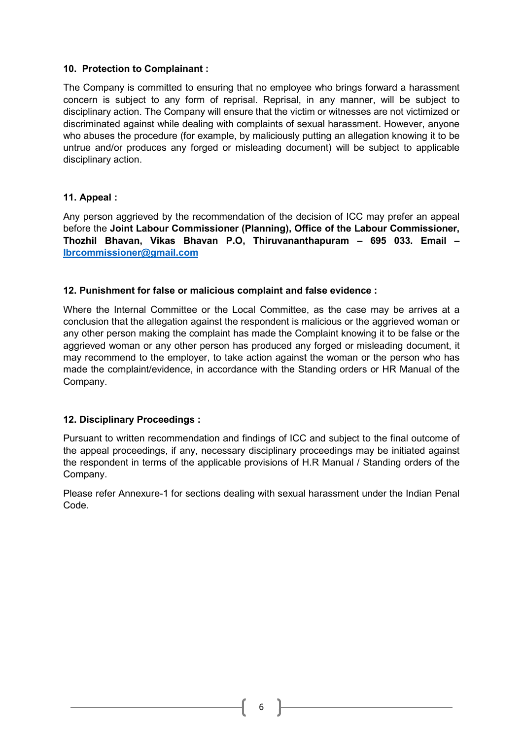### 10. Protection to Complainant :

The Company is committed to ensuring that no employee who brings forward a harassment concern is subject to any form of reprisal. Reprisal, in any manner, will be subject to disciplinary action. The Company will ensure that the victim or witnesses are not victimized or discriminated against while dealing with complaints of sexual harassment. However, anyone who abuses the procedure (for example, by maliciously putting an allegation knowing it to be untrue and/or produces any forged or misleading document) will be subject to applicable disciplinary action.

### 11. Appeal :

Any person aggrieved by the recommendation of the decision of ICC may prefer an appeal before the **Joint Labour Commissioner (Planning), Office of the Labour Commissioner, Thozhil Bhavan, Vikas Bhavan P.O, Thiruvananthapuram – 695 033. Email – lbrcommissioner@gmail.com**

### 12. Punishment for false or malicious complaint and false evidence :

Where the Internal Committee or the Local Committee, as the case may be arrives at a conclusion that the allegation against the respondent is malicious or the aggrieved woman or any other person making the complaint has made the Complaint knowing it to be false or the aggrieved woman or any other person has produced any forged or misleading document, it may recommend to the employer, to take action against the woman or the person who has made the complaint/evidence, in accordance with the Standing orders or HR Manual of the Company.

### 12. Disciplinary Proceedings :

Pursuant to written recommendation and findings of ICC and subject to the final outcome of the appeal proceedings, if any, necessary disciplinary proceedings may be initiated against the respondent in terms of the applicable provisions of H.R Manual / Standing orders of the Company.

Please refer Annexure-1 for sections dealing with sexual harassment under the Indian Penal Code.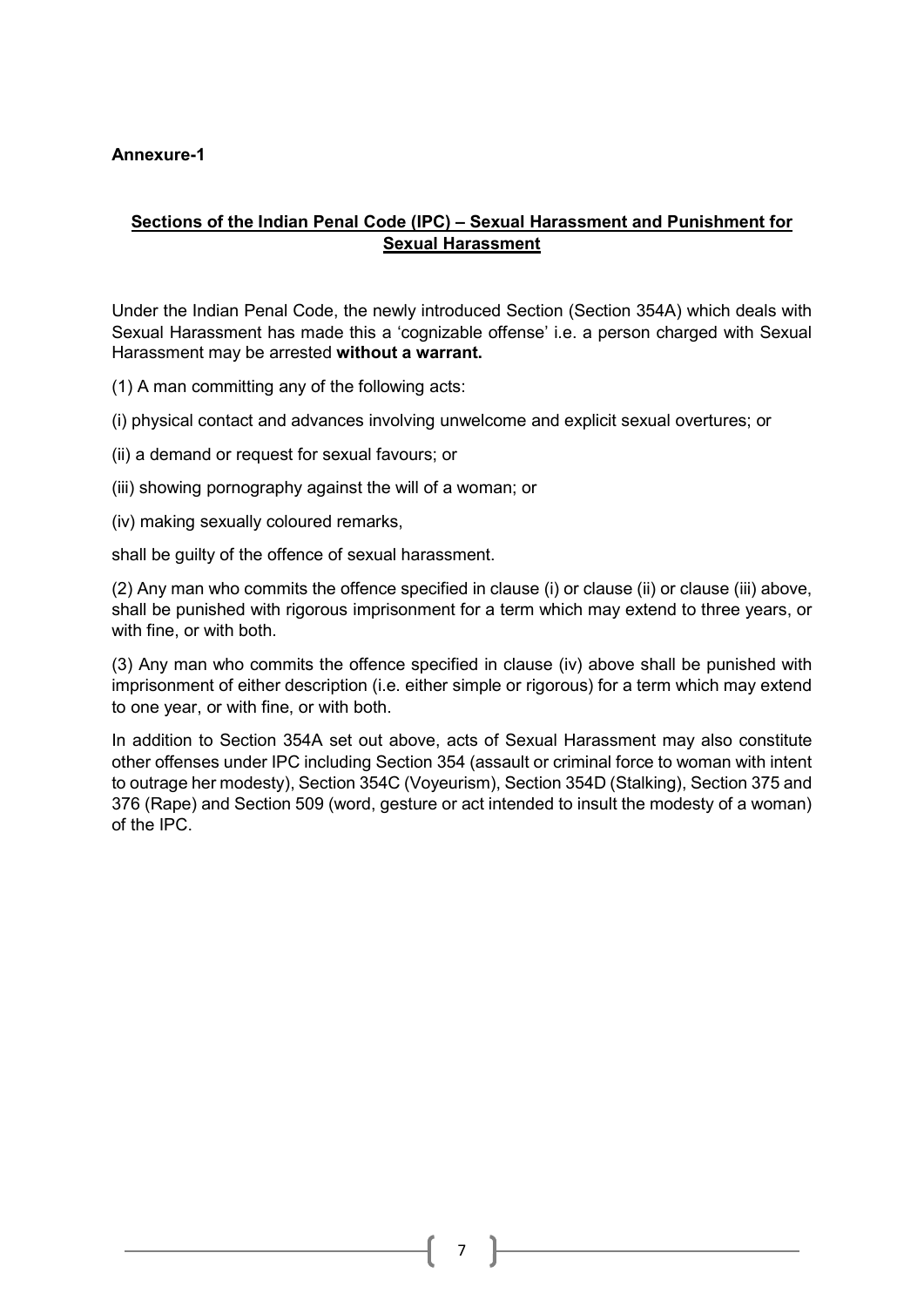**Annexure-1**

**<u>Sections of the Indian Penal Code (IPC) – Sexual Harassment and Punishment for Sexual Harassment</u>**

Under the Indian Penal Code, the newly introduced Section (Section 354A) which deals with Sexual Harassment has made this a 'cognizable offense' i.e. a person charged with Sexual Harassment may be arrested **without a warrant.**

(1) A man committing any of the following acts:

(i) physical contact and advances involving unwelcome and explicit sexual overtures; or

(ii) a demand or request for sexual favours; or

(iii) showing pornography against the will of a woman; or

(iv) making sexually coloured remarks,

shall be guilty of the offence of sexual harassment.

(2) Any man who commits the offence specified in clause (i) or clause (ii) or clause (iii) above, shall be punished with rigorous imprisonment for a term which may extend to three years, or with fine, or with both.

(3) Any man who commits the offence specified in clause (iv) above shall be punished with imprisonment of either description (i.e. either simple or rigorous) for a term which may extend to one year, or with fine, or with both.

In addition to Section 354A set out above, acts of Sexual Harassment may also constitute other offenses under IPC including Section 354 (assault or criminal force to woman with intent to outrage her modesty), Section 354C (Voyeurism), Section 354D (Stalking), Section 375 and 376 (Rape) and Section 509 (word, gesture or act intended to insult the modesty of a woman) of the IPC.